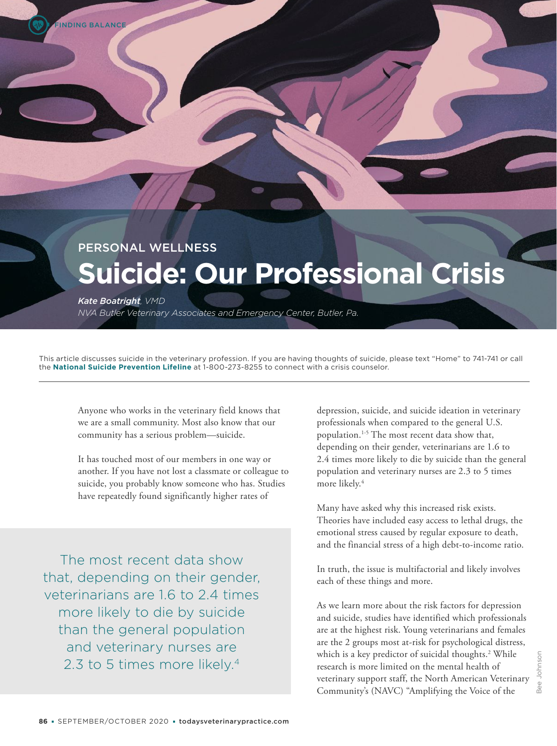PERSONAL WELLNESS

# Suicide: Our Professional Crisis

*Kate Boatright, VMD*
*NVA Butler Veterinary Associates and Emergency Center, Butler, Pa.*

This article discusses suicide in the veterinary profession. If you are having thoughts of suicide, please text "Home" to 741-741 or call the **National Suicide Prevention Lifeline** at 1-800-273-8255 to connect with a crisis counselor.

Anyone who works in the veterinary field knows that we are a small community. Most also know that our community has a serious problem—suicide.

It has touched most of our members in one way or another. If you have not lost a classmate or colleague to suicide, you probably know someone who has. Studies have repeatedly found significantly higher rates of depression, suicide, and suicide ideation in veterinary professionals when compared to the general U.S. population.[1-5] The most recent data show that, depending on their gender, veterinarians are 1.6 to 2.4 times more likely to die by suicide than the general population and veterinary nurses are 2.3 to 5 times more likely.[4]

> The most recent data show that, depending on their gender, veterinarians are 1.6 to 2.4 times more likely to die by suicide than the general population and veterinary nurses are 2.3 to 5 times more likely.[4]

Many have asked why this increased risk exists. Theories have included easy access to lethal drugs, the emotional stress caused by regular exposure to death, and the financial stress of a high debt-to-income ratio.

In truth, the issue is multifactorial and likely involves each of these things and more.

As we learn more about the risk factors for depression and suicide, studies have identified which professionals are at the highest risk. Young veterinarians and females are the 2 groups most at-risk for psychological distress, which is a key predictor of suicidal thoughts.[2] While research is more limited on the mental health of veterinary support staff, the North American Veterinary Community's (NAVC) "Amplifying the Voice of the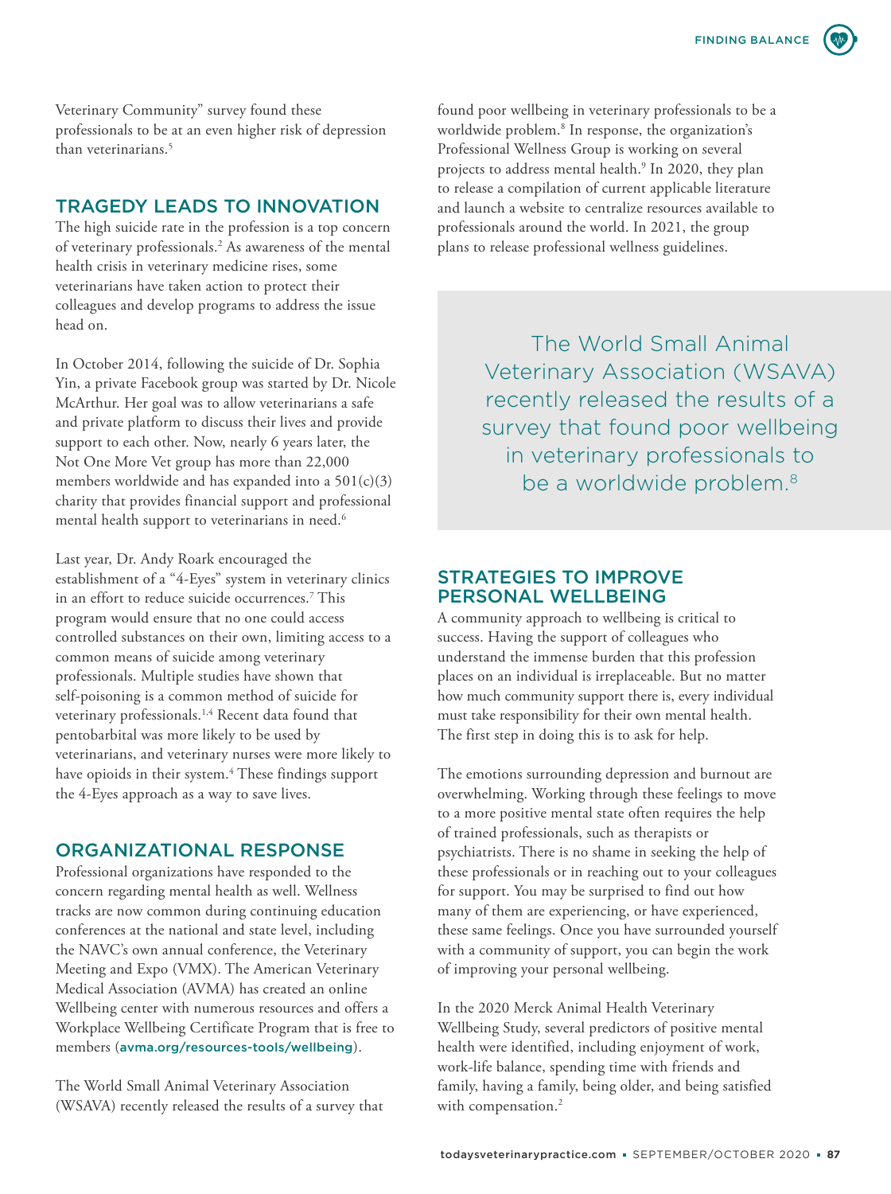Veterinary Community" survey found these professionals to be at an even higher risk of depression than veterinarians.[5]

## TRAGEDY LEADS TO INNOVATION

The high suicide rate in the profession is a top concern of veterinary professionals.[2] As awareness of the mental health crisis in veterinary medicine rises, some veterinarians have taken action to protect their colleagues and develop programs to address the issue head on.

In October 2014, following the suicide of Dr. Sophia Yin, a private Facebook group was started by Dr. Nicole McArthur. Her goal was to allow veterinarians a safe and private platform to discuss their lives and provide support to each other. Now, nearly 6 years later, the Not One More Vet group has more than 22,000 members worldwide and has expanded into a 501(c)(3) charity that provides financial support and professional mental health support to veterinarians in need.[6]

Last year, Dr. Andy Roark encouraged the establishment of a "4-Eyes" system in veterinary clinics in an effort to reduce suicide occurrences.[7] This program would ensure that no one could access controlled substances on their own, limiting access to a common means of suicide among veterinary professionals. Multiple studies have shown that self-poisoning is a common method of suicide for veterinary professionals.[1,4] Recent data found that pentobarbital was more likely to be used by veterinarians, and veterinary nurses were more likely to have opioids in their system.[4] These findings support the 4-Eyes approach as a way to save lives.

## ORGANIZATIONAL RESPONSE

Professional organizations have responded to the concern regarding mental health as well. Wellness tracks are now common during continuing education conferences at the national and state level, including the NAVC's own annual conference, the Veterinary Meeting and Expo (VMX). The American Veterinary Medical Association (AVMA) has created an online Wellbeing center with numerous resources and offers a Workplace Wellbeing Certificate Program that is free to members (avma.org/resources-tools/wellbeing).

The World Small Animal Veterinary Association (WSAVA) recently released the results of a survey that found poor wellbeing in veterinary professionals to be a worldwide problem.[8] In response, the organization's Professional Wellness Group is working on several projects to address mental health.[9] In 2020, they plan to release a compilation of current applicable literature and launch a website to centralize resources available to professionals around the world. In 2021, the group plans to release professional wellness guidelines.

> The World Small Animal Veterinary Association (WSAVA) recently released the results of a survey that found poor wellbeing in veterinary professionals to be a worldwide problem.[8]

## STRATEGIES TO IMPROVE PERSONAL WELLBEING

A community approach to wellbeing is critical to success. Having the support of colleagues who understand the immense burden that this profession places on an individual is irreplaceable. But no matter how much community support there is, every individual must take responsibility for their own mental health. The first step in doing this is to ask for help.

The emotions surrounding depression and burnout are overwhelming. Working through these feelings to move to a more positive mental state often requires the help of trained professionals, such as therapists or psychiatrists. There is no shame in seeking the help of these professionals or in reaching out to your colleagues for support. You may be surprised to find out how many of them are experiencing, or have experienced, these same feelings. Once you have surrounded yourself with a community of support, you can begin the work of improving your personal wellbeing.

In the 2020 Merck Animal Health Veterinary Wellbeing Study, several predictors of positive mental health were identified, including enjoyment of work, work-life balance, spending time with friends and family, having a family, being older, and being satisfied with compensation.[2]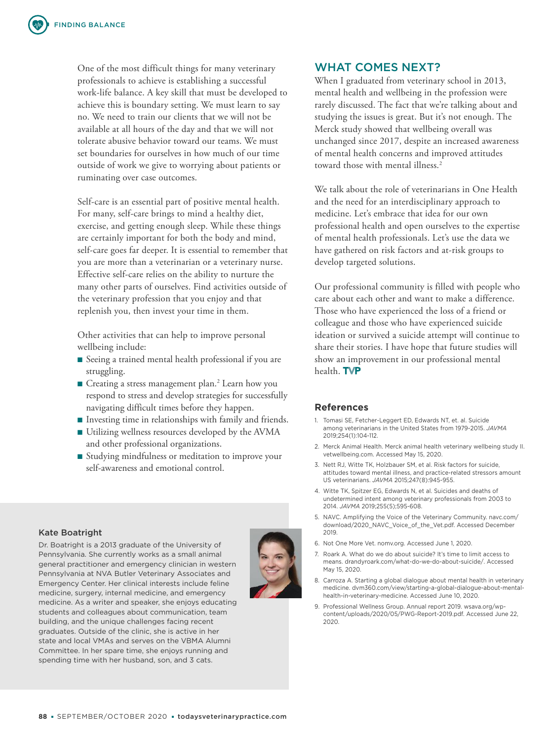One of the most difficult things for many veterinary professionals to achieve is establishing a successful work-life balance. A key skill that must be developed to achieve this is boundary setting. We must learn to say no. We need to train our clients that we will not be available at all hours of the day and that we will not tolerate abusive behavior toward our teams. We must set boundaries for ourselves in how much of our time outside of work we give to worrying about patients or ruminating over case outcomes.

Self-care is an essential part of positive mental health. For many, self-care brings to mind a healthy diet, exercise, and getting enough sleep. While these things are certainly important for both the body and mind, self-care goes far deeper. It is essential to remember that you are more than a veterinarian or a veterinary nurse. Effective self-care relies on the ability to nurture the many other parts of ourselves. Find activities outside of the veterinary profession that you enjoy and that replenish you, then invest your time in them.

Other activities that can help to improve personal wellbeing include:

- Seeing a trained mental health professional if you are struggling.
- Creating a stress management plan.[2] Learn how you respond to stress and develop strategies for successfully navigating difficult times before they happen.
- Investing time in relationships with family and friends.
- Utilizing wellness resources developed by the AVMA and other professional organizations.
- Studying mindfulness or meditation to improve your self-awareness and emotional control.

## WHAT COMES NEXT?

When I graduated from veterinary school in 2013, mental health and wellbeing in the profession were rarely discussed. The fact that we're talking about and studying the issues is great. But it's not enough. The Merck study showed that wellbeing overall was unchanged since 2017, despite an increased awareness of mental health concerns and improved attitudes toward those with mental illness.[2]

We talk about the role of veterinarians in One Health and the need for an interdisciplinary approach to medicine. Let's embrace that idea for our own professional health and open ourselves to the expertise of mental health professionals. Let's use the data we have gathered on risk factors and at-risk groups to develop targeted solutions.

Our professional community is filled with people who care about each other and want to make a difference. Those who have experienced the loss of a friend or colleague and those who have experienced suicide ideation or survived a suicide attempt will continue to share their stories. I have hope that future studies will show an improvement in our professional mental health. **TVP**

### Kate Boatright

Dr. Boatright is a 2013 graduate of the University of Pennsylvania. She currently works as a small animal general practitioner and emergency clinician in western Pennsylvania at NVA Butler Veterinary Associates and Emergency Center. Her clinical interests include feline medicine, surgery, internal medicine, and emergency medicine. As a writer and speaker, she enjoys educating students and colleagues about communication, team building, and the unique challenges facing recent graduates. Outside of the clinic, she is active in her state and local VMAs and serves on the VBMA Alumni Committee. In her spare time, she enjoys running and spending time with her husband, son, and 3 cats.

## References

1. Tomasi SE, Fetcher-Leggert ED, Edwards NT, et. al. Suicide among veterinarians in the United States from 1979-2015. *JAVMA* 2019;254(1):104-112.
2. Merck Animal Health. Merck animal health veterinary wellbeing study II. vetwellbeing.com. Accessed May 15, 2020.
3. Nett RJ, Witte TK, Holzbauer SM, et al. Risk factors for suicide, attitudes toward mental illness, and practice-related stressors amount US veterinarians. *JAVMA* 2015;247(8):945-955.
4. Witte TK, Spitzer EG, Edwards N, et al. Suicides and deaths of undetermined intent among veterinary professionals from 2003 to 2014. *JAVMA* 2019;255(5);595-608.
5. NAVC. Amplifying the Voice of the Veterinary Community. navc.com/download/2020_NAVC_Voice_of_the_Vet.pdf. Accessed December 2019.
6. Not One More Vet. nomv.org. Accessed June 1, 2020.
7. Roark A. What do we do about suicide? It's time to limit access to means. drandyroark.com/what-do-we-do-about-suicide/. Accessed May 15, 2020.
8. Carroza A. Starting a global dialogue about mental health in veterinary medicine. dvm360.com/view/starting-a-global-dialogue-about-mental-health-in-veterinary-medicine. Accessed June 10, 2020.
9. Professional Wellness Group. Annual report 2019. wsava.org/wp-content/uploads/2020/05/PWG-Report-2019.pdf. Accessed June 22, 2020.